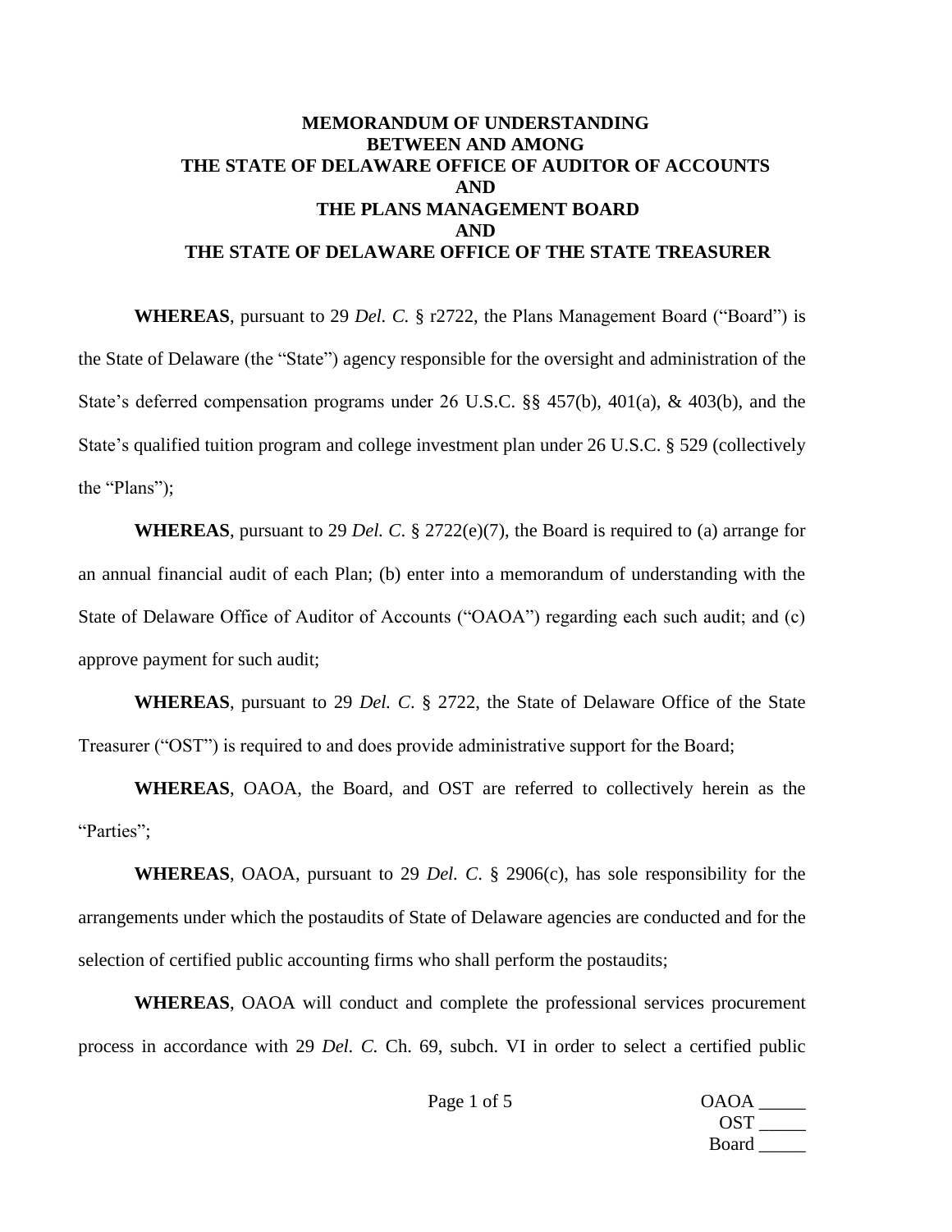# MEMORANDUM OF UNDERSTANDING
# BETWEEN AND AMONG
# THE STATE OF DELAWARE OFFICE OF AUDITOR OF ACCOUNTS
# AND
# THE PLANS MANAGEMENT BOARD
# AND
# THE STATE OF DELAWARE OFFICE OF THE STATE TREASURER

**WHEREAS**, pursuant to 29 *Del. C.* § r2722, the Plans Management Board ("Board") is the State of Delaware (the "State") agency responsible for the oversight and administration of the State's deferred compensation programs under 26 U.S.C. §§ 457(b), 401(a), & 403(b), and the State's qualified tuition program and college investment plan under 26 U.S.C. § 529 (collectively the "Plans");

**WHEREAS**, pursuant to 29 *Del. C*. § 2722(e)(7), the Board is required to (a) arrange for an annual financial audit of each Plan; (b) enter into a memorandum of understanding with the State of Delaware Office of Auditor of Accounts ("OAOA") regarding each such audit; and (c) approve payment for such audit;

**WHEREAS**, pursuant to 29 *Del. C*. § 2722, the State of Delaware Office of the State Treasurer ("OST") is required to and does provide administrative support for the Board;

**WHEREAS**, OAOA, the Board, and OST are referred to collectively herein as the "Parties";

**WHEREAS**, OAOA, pursuant to 29 *Del. C*. § 2906(c), has sole responsibility for the arrangements under which the postaudits of State of Delaware agencies are conducted and for the selection of certified public accounting firms who shall perform the postaudits;

**WHEREAS**, OAOA will conduct and complete the professional services procurement process in accordance with 29 *Del. C.* Ch. 69, subch. VI in order to select a certified public

OAOA _____
OST _____
Board _____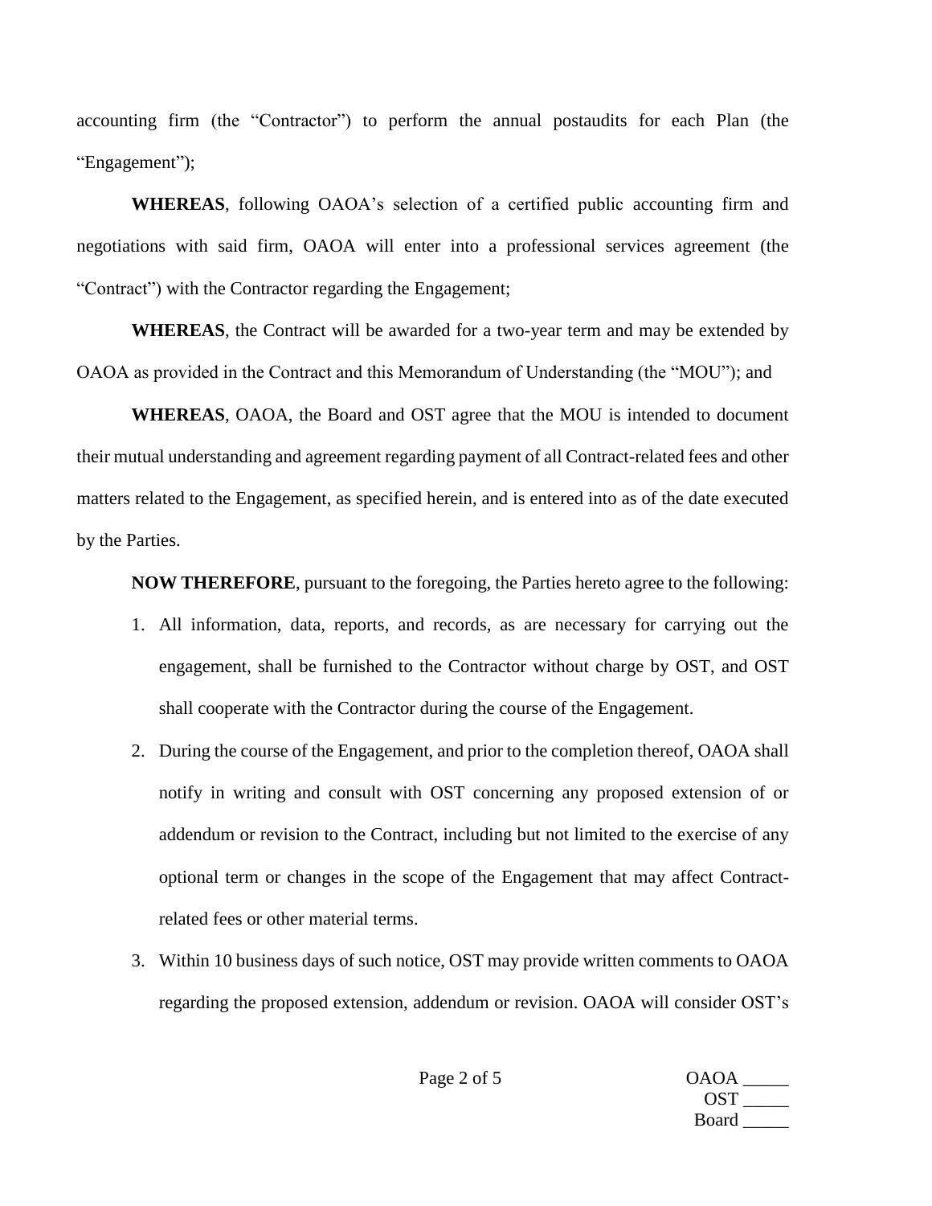accounting firm (the "Contractor") to perform the annual postaudits for each Plan (the "Engagement");

**WHEREAS**, following OAOA's selection of a certified public accounting firm and negotiations with said firm, OAOA will enter into a professional services agreement (the "Contract") with the Contractor regarding the Engagement;

**WHEREAS**, the Contract will be awarded for a two-year term and may be extended by OAOA as provided in the Contract and this Memorandum of Understanding (the "MOU"); and

**WHEREAS**, OAOA, the Board and OST agree that the MOU is intended to document their mutual understanding and agreement regarding payment of all Contract-related fees and other matters related to the Engagement, as specified herein, and is entered into as of the date executed by the Parties.

**NOW THEREFORE**, pursuant to the foregoing, the Parties hereto agree to the following:

1. All information, data, reports, and records, as are necessary for carrying out the engagement, shall be furnished to the Contractor without charge by OST, and OST shall cooperate with the Contractor during the course of the Engagement.
2. During the course of the Engagement, and prior to the completion thereof, OAOA shall notify in writing and consult with OST concerning any proposed extension of or addendum or revision to the Contract, including but not limited to the exercise of any optional term or changes in the scope of the Engagement that may affect Contract-related fees or other material terms.
3. Within 10 business days of such notice, OST may provide written comments to OAOA regarding the proposed extension, addendum or revision. OAOA will consider OST's

OAOA _____
OST _____
Board _____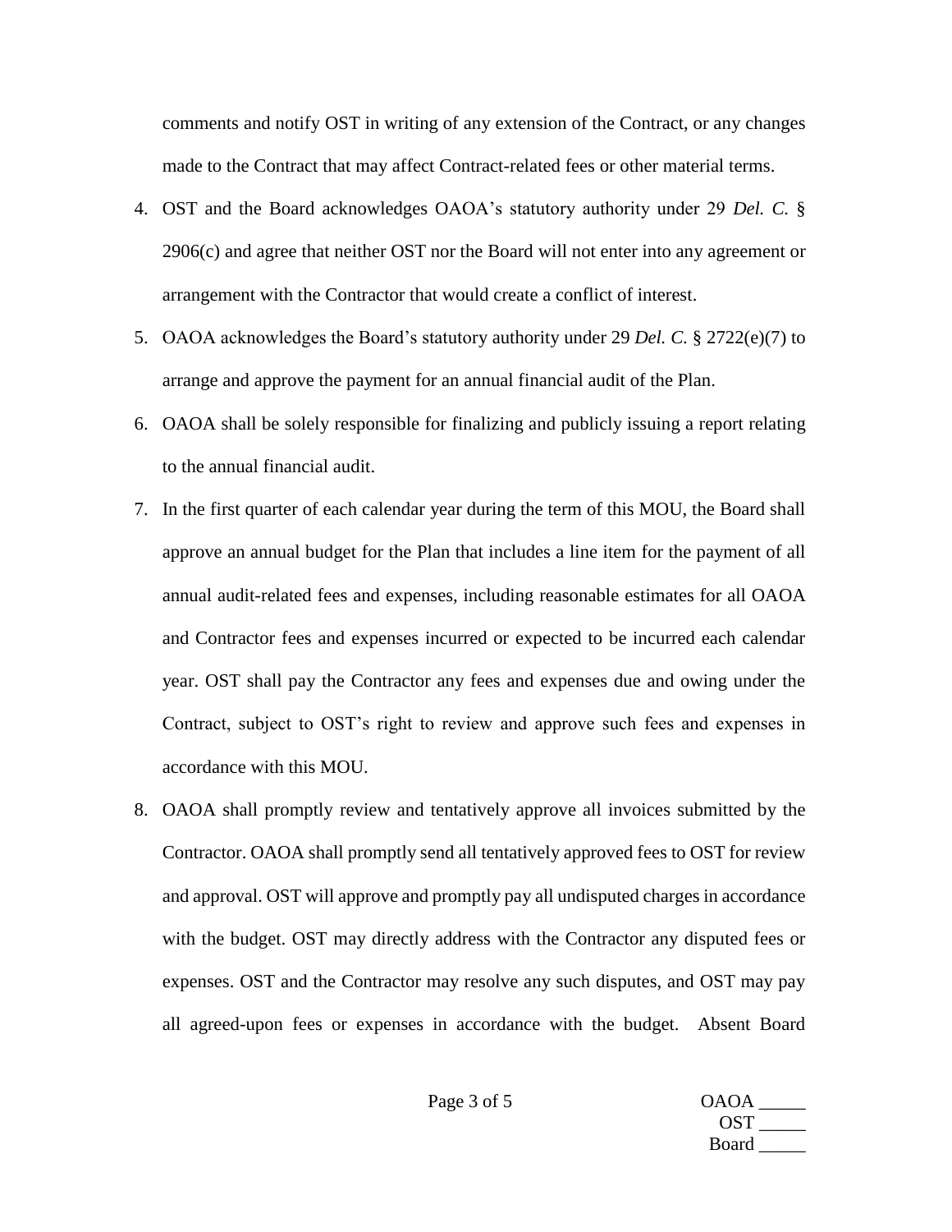comments and notify OST in writing of any extension of the Contract, or any changes made to the Contract that may affect Contract-related fees or other material terms.

4. OST and the Board acknowledges OAOA's statutory authority under 29 *Del. C.* § 2906(c) and agree that neither OST nor the Board will not enter into any agreement or arrangement with the Contractor that would create a conflict of interest.

5. OAOA acknowledges the Board's statutory authority under 29 *Del. C.* § 2722(e)(7) to arrange and approve the payment for an annual financial audit of the Plan.

6. OAOA shall be solely responsible for finalizing and publicly issuing a report relating to the annual financial audit.

7. In the first quarter of each calendar year during the term of this MOU, the Board shall approve an annual budget for the Plan that includes a line item for the payment of all annual audit-related fees and expenses, including reasonable estimates for all OAOA and Contractor fees and expenses incurred or expected to be incurred each calendar year. OST shall pay the Contractor any fees and expenses due and owing under the Contract, subject to OST's right to review and approve such fees and expenses in accordance with this MOU.

8. OAOA shall promptly review and tentatively approve all invoices submitted by the Contractor. OAOA shall promptly send all tentatively approved fees to OST for review and approval. OST will approve and promptly pay all undisputed charges in accordance with the budget. OST may directly address with the Contractor any disputed fees or expenses. OST and the Contractor may resolve any such disputes, and OST may pay all agreed-upon fees or expenses in accordance with the budget. Absent Board

OAOA _____
OST _____
Board _____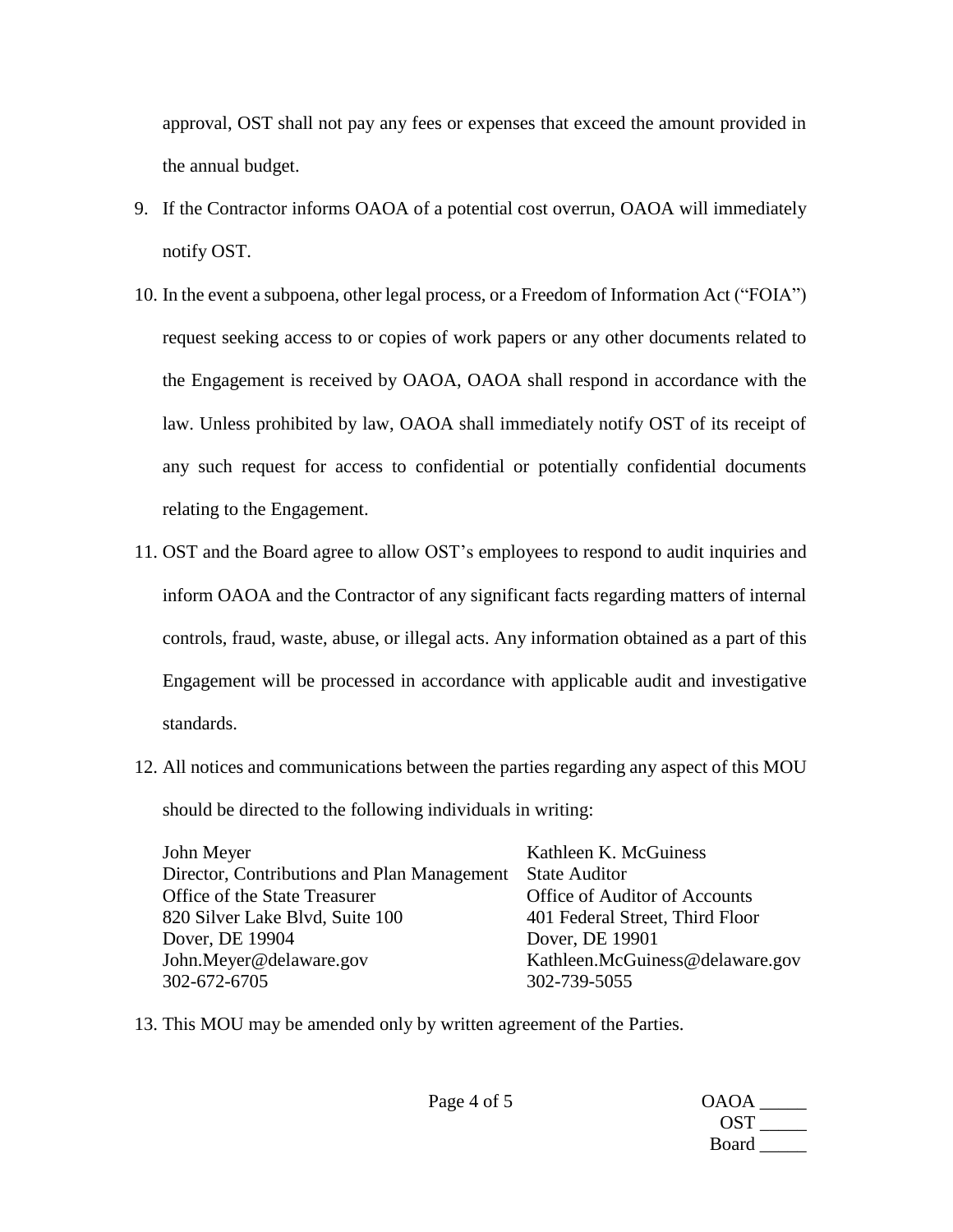approval, OST shall not pay any fees or expenses that exceed the amount provided in the annual budget.

9. If the Contractor informs OAOA of a potential cost overrun, OAOA will immediately notify OST.

10. In the event a subpoena, other legal process, or a Freedom of Information Act ("FOIA") request seeking access to or copies of work papers or any other documents related to the Engagement is received by OAOA, OAOA shall respond in accordance with the law. Unless prohibited by law, OAOA shall immediately notify OST of its receipt of any such request for access to confidential or potentially confidential documents relating to the Engagement.

11. OST and the Board agree to allow OST's employees to respond to audit inquiries and inform OAOA and the Contractor of any significant facts regarding matters of internal controls, fraud, waste, abuse, or illegal acts. Any information obtained as a part of this Engagement will be processed in accordance with applicable audit and investigative standards.

12. All notices and communications between the parties regarding any aspect of this MOU should be directed to the following individuals in writing:

    John Meyer
    Director, Contributions and Plan Management
    Office of the State Treasurer
    820 Silver Lake Blvd, Suite 100
    Dover, DE 19904
    John.Meyer@delaware.gov
    302-672-6705

    Kathleen K. McGuiness
    State Auditor
    Office of Auditor of Accounts
    401 Federal Street, Third Floor
    Dover, DE 19901
    Kathleen.McGuiness@delaware.gov
    302-739-5055

13. This MOU may be amended only by written agreement of the Parties.

OAOA _____
OST _____
Board _____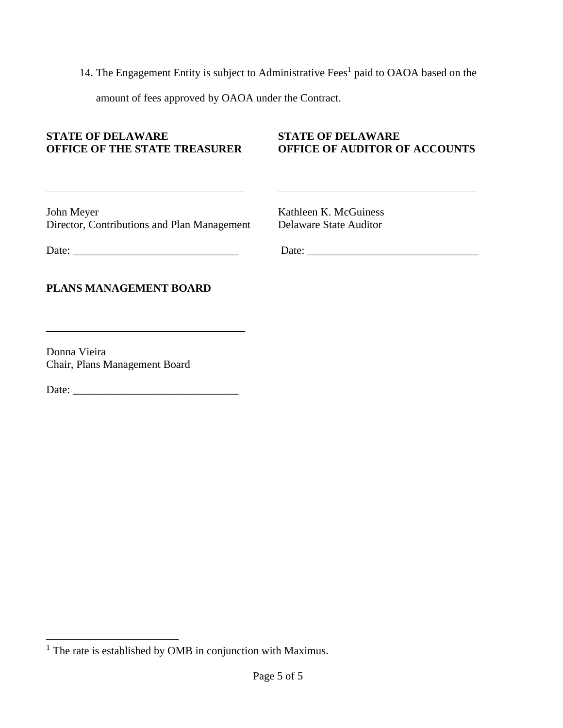14. The Engagement Entity is subject to Administrative Fees[1] paid to OAOA based on the amount of fees approved by OAOA under the Contract.

**STATE OF DELAWARE**
**OFFICE OF THE STATE TREASURER**

\_\_\_\_\_\_\_\_\_\_\_\_\_\_\_\_\_\_\_\_\_\_\_\_\_\_\_\_\_\_\_\_\_\_\_\_

John Meyer
Director, Contributions and Plan Management

Date: \_\_\_\_\_\_\_\_\_\_\_\_\_\_\_\_\_\_\_\_\_\_\_\_\_\_\_\_\_\_

**STATE OF DELAWARE**
**OFFICE OF AUDITOR OF ACCOUNTS**

\_\_\_\_\_\_\_\_\_\_\_\_\_\_\_\_\_\_\_\_\_\_\_\_\_\_\_\_\_\_\_\_\_\_\_\_

Kathleen K. McGuiness
Delaware State Auditor

Date: \_\_\_\_\_\_\_\_\_\_\_\_\_\_\_\_\_\_\_\_\_\_\_\_\_\_\_\_\_\_

**PLANS MANAGEMENT BOARD**

\_\_\_\_\_\_\_\_\_\_\_\_\_\_\_\_\_\_\_\_\_\_\_\_\_\_\_\_\_\_\_\_\_\_\_\_

Donna Vieira
Chair, Plans Management Board

Date: \_\_\_\_\_\_\_\_\_\_\_\_\_\_\_\_\_\_\_\_\_\_\_\_\_\_\_\_\_\_

[1] The rate is established by OMB in conjunction with Maximus.